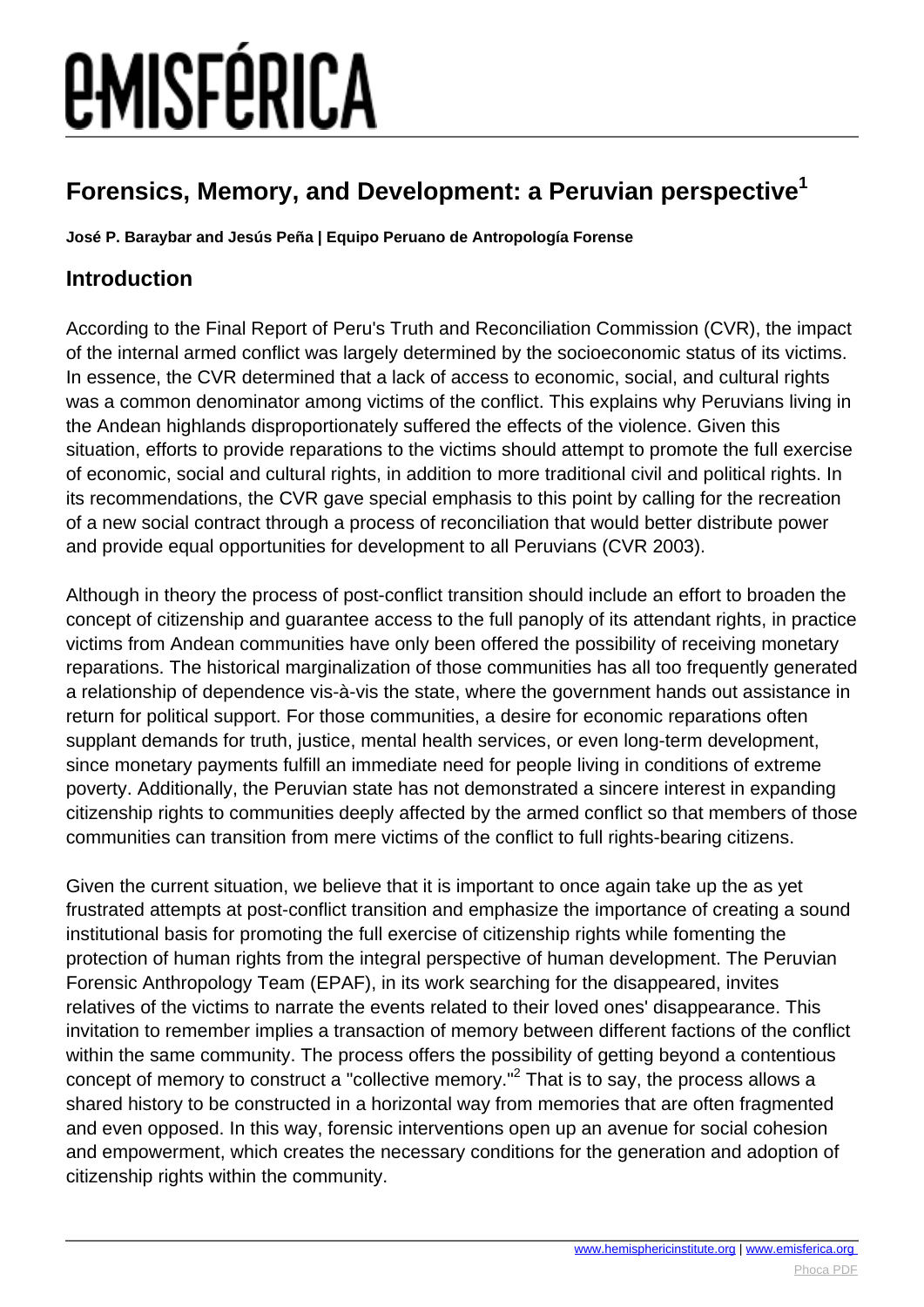# Forensics, Memory, and Development: a Peruvian perspective[1]

**José P. Baraybar and Jesús Peña | Equipo Peruano de Antropología Forense**

## Introduction

According to the Final Report of Peru's Truth and Reconciliation Commission (CVR), the impact of the internal armed conflict was largely determined by the socioeconomic status of its victims. In essence, the CVR determined that a lack of access to economic, social, and cultural rights was a common denominator among victims of the conflict. This explains why Peruvians living in the Andean highlands disproportionately suffered the effects of the violence. Given this situation, efforts to provide reparations to the victims should attempt to promote the full exercise of economic, social and cultural rights, in addition to more traditional civil and political rights. In its recommendations, the CVR gave special emphasis to this point by calling for the recreation of a new social contract through a process of reconciliation that would better distribute power and provide equal opportunities for development to all Peruvians (CVR 2003).

Although in theory the process of post-conflict transition should include an effort to broaden the concept of citizenship and guarantee access to the full panoply of its attendant rights, in practice victims from Andean communities have only been offered the possibility of receiving monetary reparations. The historical marginalization of those communities has all too frequently generated a relationship of dependence vis-à-vis the state, where the government hands out assistance in return for political support. For those communities, a desire for economic reparations often supplant demands for truth, justice, mental health services, or even long-term development, since monetary payments fulfill an immediate need for people living in conditions of extreme poverty. Additionally, the Peruvian state has not demonstrated a sincere interest in expanding citizenship rights to communities deeply affected by the armed conflict so that members of those communities can transition from mere victims of the conflict to full rights-bearing citizens.

Given the current situation, we believe that it is important to once again take up the as yet frustrated attempts at post-conflict transition and emphasize the importance of creating a sound institutional basis for promoting the full exercise of citizenship rights while fomenting the protection of human rights from the integral perspective of human development. The Peruvian Forensic Anthropology Team (EPAF), in its work searching for the disappeared, invites relatives of the victims to narrate the events related to their loved ones' disappearance. This invitation to remember implies a transaction of memory between different factions of the conflict within the same community. The process offers the possibility of getting beyond a contentious concept of memory to construct a "collective memory."[2] That is to say, the process allows a shared history to be constructed in a horizontal way from memories that are often fragmented and even opposed. In this way, forensic interventions open up an avenue for social cohesion and empowerment, which creates the necessary conditions for the generation and adoption of citizenship rights within the community.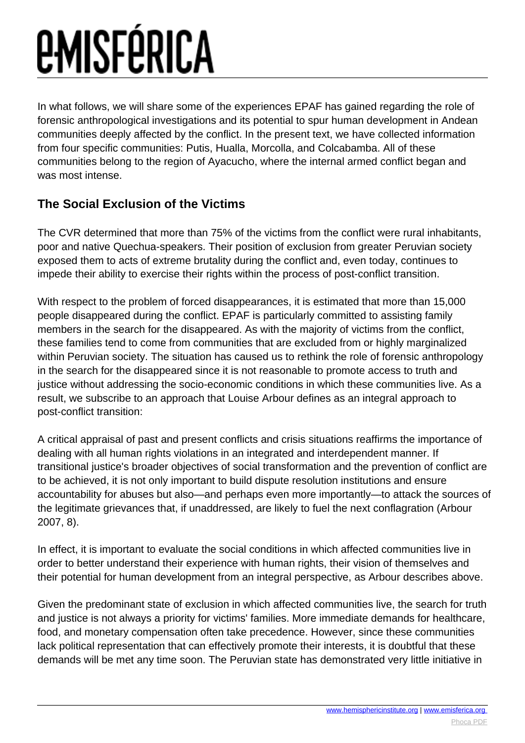In what follows, we will share some of the experiences EPAF has gained regarding the role of forensic anthropological investigations and its potential to spur human development in Andean communities deeply affected by the conflict. In the present text, we have collected information from four specific communities: Putis, Hualla, Morcolla, and Colcabamba. All of these communities belong to the region of Ayacucho, where the internal armed conflict began and was most intense.

## The Social Exclusion of the Victims

The CVR determined that more than 75% of the victims from the conflict were rural inhabitants, poor and native Quechua-speakers. Their position of exclusion from greater Peruvian society exposed them to acts of extreme brutality during the conflict and, even today, continues to impede their ability to exercise their rights within the process of post-conflict transition.

With respect to the problem of forced disappearances, it is estimated that more than 15,000 people disappeared during the conflict. EPAF is particularly committed to assisting family members in the search for the disappeared. As with the majority of victims from the conflict, these families tend to come from communities that are excluded from or highly marginalized within Peruvian society. The situation has caused us to rethink the role of forensic anthropology in the search for the disappeared since it is not reasonable to promote access to truth and justice without addressing the socio-economic conditions in which these communities live. As a result, we subscribe to an approach that Louise Arbour defines as an integral approach to post-conflict transition:

A critical appraisal of past and present conflicts and crisis situations reaffirms the importance of dealing with all human rights violations in an integrated and interdependent manner. If transitional justice's broader objectives of social transformation and the prevention of conflict are to be achieved, it is not only important to build dispute resolution institutions and ensure accountability for abuses but also—and perhaps even more importantly—to attack the sources of the legitimate grievances that, if unaddressed, are likely to fuel the next conflagration (Arbour 2007, 8).

In effect, it is important to evaluate the social conditions in which affected communities live in order to better understand their experience with human rights, their vision of themselves and their potential for human development from an integral perspective, as Arbour describes above.

Given the predominant state of exclusion in which affected communities live, the search for truth and justice is not always a priority for victims' families. More immediate demands for healthcare, food, and monetary compensation often take precedence. However, since these communities lack political representation that can effectively promote their interests, it is doubtful that these demands will be met any time soon. The Peruvian state has demonstrated very little initiative in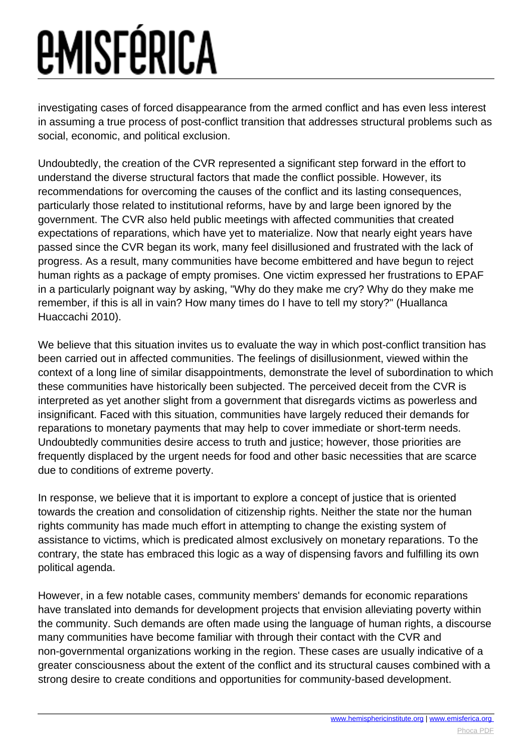investigating cases of forced disappearance from the armed conflict and has even less interest in assuming a true process of post-conflict transition that addresses structural problems such as social, economic, and political exclusion.

Undoubtedly, the creation of the CVR represented a significant step forward in the effort to understand the diverse structural factors that made the conflict possible. However, its recommendations for overcoming the causes of the conflict and its lasting consequences, particularly those related to institutional reforms, have by and large been ignored by the government. The CVR also held public meetings with affected communities that created expectations of reparations, which have yet to materialize. Now that nearly eight years have passed since the CVR began its work, many feel disillusioned and frustrated with the lack of progress. As a result, many communities have become embittered and have begun to reject human rights as a package of empty promises. One victim expressed her frustrations to EPAF in a particularly poignant way by asking, "Why do they make me cry? Why do they make me remember, if this is all in vain? How many times do I have to tell my story?" (Huallanca Huaccachi 2010).

We believe that this situation invites us to evaluate the way in which post-conflict transition has been carried out in affected communities. The feelings of disillusionment, viewed within the context of a long line of similar disappointments, demonstrate the level of subordination to which these communities have historically been subjected. The perceived deceit from the CVR is interpreted as yet another slight from a government that disregards victims as powerless and insignificant. Faced with this situation, communities have largely reduced their demands for reparations to monetary payments that may help to cover immediate or short-term needs. Undoubtedly communities desire access to truth and justice; however, those priorities are frequently displaced by the urgent needs for food and other basic necessities that are scarce due to conditions of extreme poverty.

In response, we believe that it is important to explore a concept of justice that is oriented towards the creation and consolidation of citizenship rights. Neither the state nor the human rights community has made much effort in attempting to change the existing system of assistance to victims, which is predicated almost exclusively on monetary reparations. To the contrary, the state has embraced this logic as a way of dispensing favors and fulfilling its own political agenda.

However, in a few notable cases, community members' demands for economic reparations have translated into demands for development projects that envision alleviating poverty within the community. Such demands are often made using the language of human rights, a discourse many communities have become familiar with through their contact with the CVR and non-governmental organizations working in the region. These cases are usually indicative of a greater consciousness about the extent of the conflict and its structural causes combined with a strong desire to create conditions and opportunities for community-based development.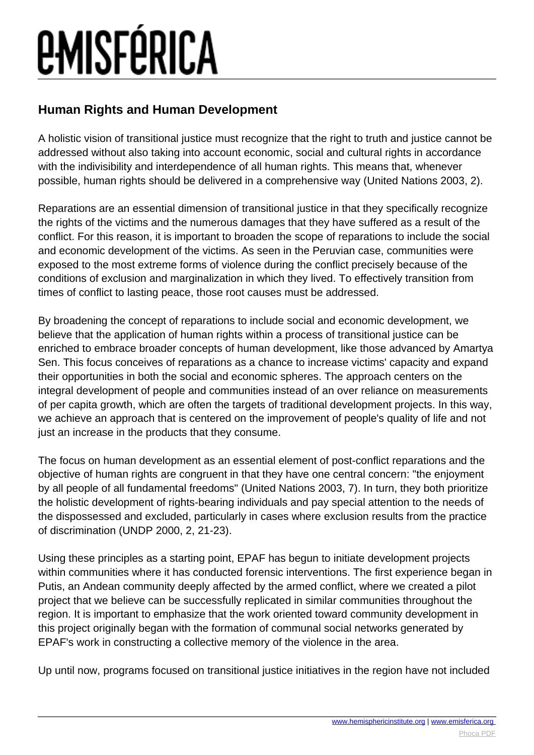## Human Rights and Human Development

A holistic vision of transitional justice must recognize that the right to truth and justice cannot be addressed without also taking into account economic, social and cultural rights in accordance with the indivisibility and interdependence of all human rights. This means that, whenever possible, human rights should be delivered in a comprehensive way (United Nations 2003, 2).

Reparations are an essential dimension of transitional justice in that they specifically recognize the rights of the victims and the numerous damages that they have suffered as a result of the conflict. For this reason, it is important to broaden the scope of reparations to include the social and economic development of the victims. As seen in the Peruvian case, communities were exposed to the most extreme forms of violence during the conflict precisely because of the conditions of exclusion and marginalization in which they lived. To effectively transition from times of conflict to lasting peace, those root causes must be addressed.

By broadening the concept of reparations to include social and economic development, we believe that the application of human rights within a process of transitional justice can be enriched to embrace broader concepts of human development, like those advanced by Amartya Sen. This focus conceives of reparations as a chance to increase victims' capacity and expand their opportunities in both the social and economic spheres. The approach centers on the integral development of people and communities instead of an over reliance on measurements of per capita growth, which are often the targets of traditional development projects. In this way, we achieve an approach that is centered on the improvement of people's quality of life and not just an increase in the products that they consume.

The focus on human development as an essential element of post-conflict reparations and the objective of human rights are congruent in that they have one central concern: "the enjoyment by all people of all fundamental freedoms" (United Nations 2003, 7). In turn, they both prioritize the holistic development of rights-bearing individuals and pay special attention to the needs of the dispossessed and excluded, particularly in cases where exclusion results from the practice of discrimination (UNDP 2000, 2, 21-23).

Using these principles as a starting point, EPAF has begun to initiate development projects within communities where it has conducted forensic interventions. The first experience began in Putis, an Andean community deeply affected by the armed conflict, where we created a pilot project that we believe can be successfully replicated in similar communities throughout the region. It is important to emphasize that the work oriented toward community development in this project originally began with the formation of communal social networks generated by EPAF's work in constructing a collective memory of the violence in the area.

Up until now, programs focused on transitional justice initiatives in the region have not included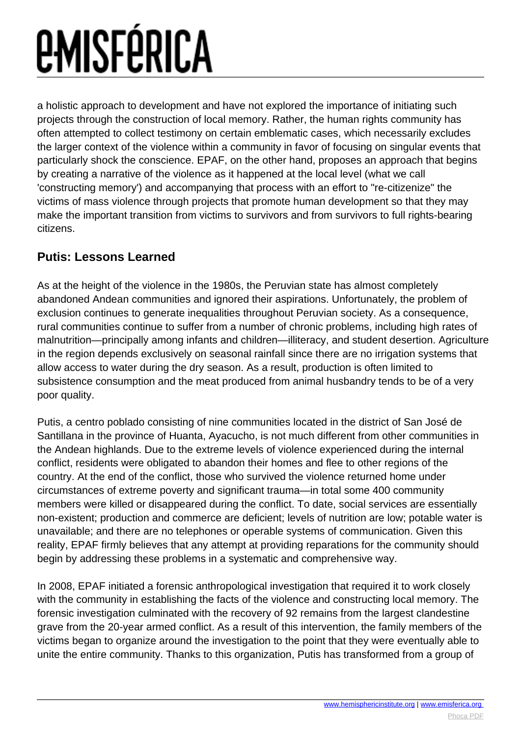a holistic approach to development and have not explored the importance of initiating such projects through the construction of local memory. Rather, the human rights community has often attempted to collect testimony on certain emblematic cases, which necessarily excludes the larger context of the violence within a community in favor of focusing on singular events that particularly shock the conscience. EPAF, on the other hand, proposes an approach that begins by creating a narrative of the violence as it happened at the local level (what we call 'constructing memory') and accompanying that process with an effort to "re-citizenize" the victims of mass violence through projects that promote human development so that they may make the important transition from victims to survivors and from survivors to full rights-bearing citizens.

## Putis: Lessons Learned

As at the height of the violence in the 1980s, the Peruvian state has almost completely abandoned Andean communities and ignored their aspirations. Unfortunately, the problem of exclusion continues to generate inequalities throughout Peruvian society. As a consequence, rural communities continue to suffer from a number of chronic problems, including high rates of malnutrition—principally among infants and children—illiteracy, and student desertion. Agriculture in the region depends exclusively on seasonal rainfall since there are no irrigation systems that allow access to water during the dry season. As a result, production is often limited to subsistence consumption and the meat produced from animal husbandry tends to be of a very poor quality.

Putis, a centro poblado consisting of nine communities located in the district of San José de Santillana in the province of Huanta, Ayacucho, is not much different from other communities in the Andean highlands. Due to the extreme levels of violence experienced during the internal conflict, residents were obligated to abandon their homes and flee to other regions of the country. At the end of the conflict, those who survived the violence returned home under circumstances of extreme poverty and significant trauma—in total some 400 community members were killed or disappeared during the conflict. To date, social services are essentially non-existent; production and commerce are deficient; levels of nutrition are low; potable water is unavailable; and there are no telephones or operable systems of communication. Given this reality, EPAF firmly believes that any attempt at providing reparations for the community should begin by addressing these problems in a systematic and comprehensive way.

In 2008, EPAF initiated a forensic anthropological investigation that required it to work closely with the community in establishing the facts of the violence and constructing local memory. The forensic investigation culminated with the recovery of 92 remains from the largest clandestine grave from the 20-year armed conflict. As a result of this intervention, the family members of the victims began to organize around the investigation to the point that they were eventually able to unite the entire community. Thanks to this organization, Putis has transformed from a group of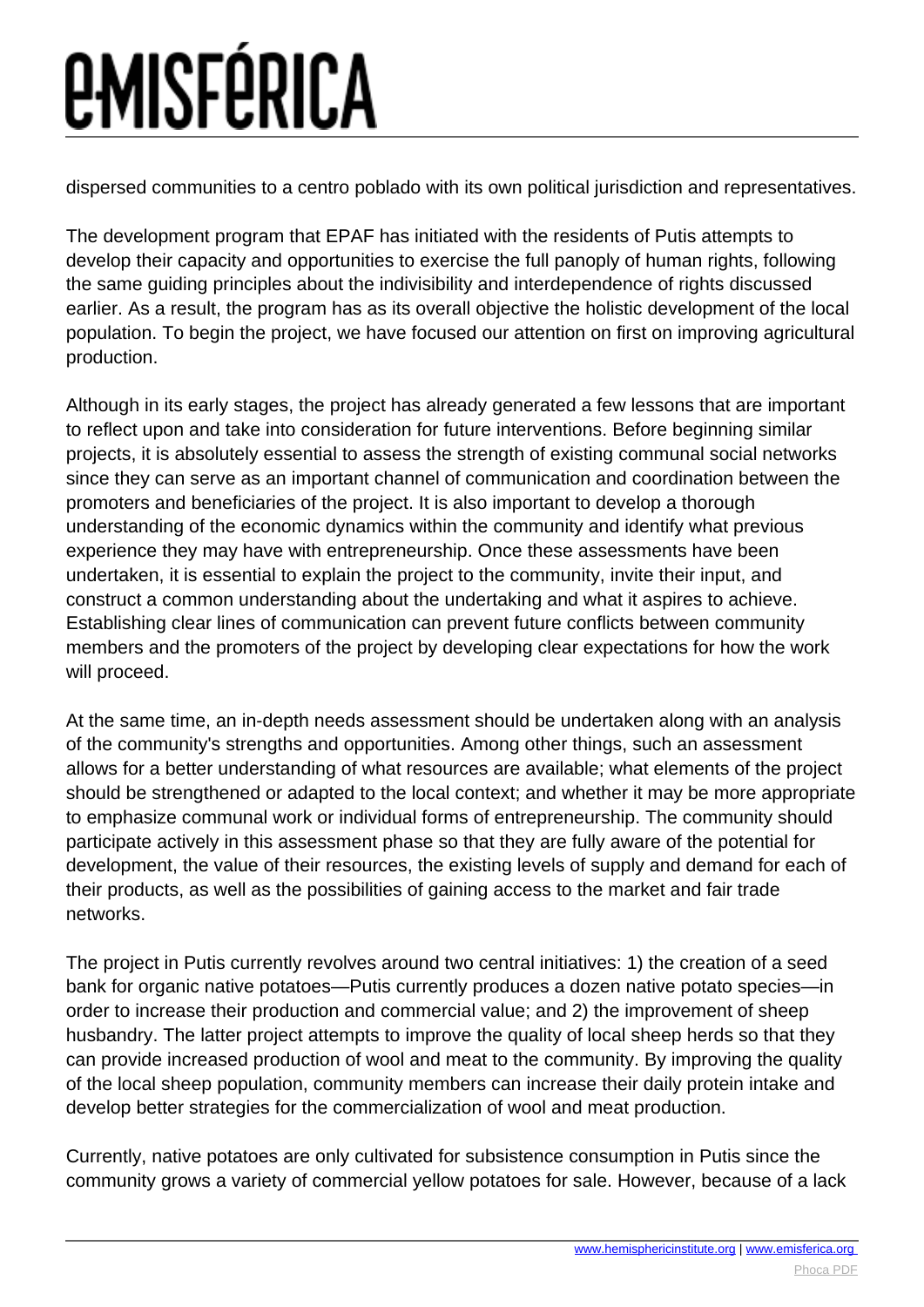dispersed communities to a centro poblado with its own political jurisdiction and representatives.

The development program that EPAF has initiated with the residents of Putis attempts to develop their capacity and opportunities to exercise the full panoply of human rights, following the same guiding principles about the indivisibility and interdependence of rights discussed earlier. As a result, the program has as its overall objective the holistic development of the local population. To begin the project, we have focused our attention on first on improving agricultural production.

Although in its early stages, the project has already generated a few lessons that are important to reflect upon and take into consideration for future interventions. Before beginning similar projects, it is absolutely essential to assess the strength of existing communal social networks since they can serve as an important channel of communication and coordination between the promoters and beneficiaries of the project. It is also important to develop a thorough understanding of the economic dynamics within the community and identify what previous experience they may have with entrepreneurship. Once these assessments have been undertaken, it is essential to explain the project to the community, invite their input, and construct a common understanding about the undertaking and what it aspires to achieve. Establishing clear lines of communication can prevent future conflicts between community members and the promoters of the project by developing clear expectations for how the work will proceed.

At the same time, an in-depth needs assessment should be undertaken along with an analysis of the community's strengths and opportunities. Among other things, such an assessment allows for a better understanding of what resources are available; what elements of the project should be strengthened or adapted to the local context; and whether it may be more appropriate to emphasize communal work or individual forms of entrepreneurship. The community should participate actively in this assessment phase so that they are fully aware of the potential for development, the value of their resources, the existing levels of supply and demand for each of their products, as well as the possibilities of gaining access to the market and fair trade networks.

The project in Putis currently revolves around two central initiatives: 1) the creation of a seed bank for organic native potatoes—Putis currently produces a dozen native potato species—in order to increase their production and commercial value; and 2) the improvement of sheep husbandry. The latter project attempts to improve the quality of local sheep herds so that they can provide increased production of wool and meat to the community. By improving the quality of the local sheep population, community members can increase their daily protein intake and develop better strategies for the commercialization of wool and meat production.

Currently, native potatoes are only cultivated for subsistence consumption in Putis since the community grows a variety of commercial yellow potatoes for sale. However, because of a lack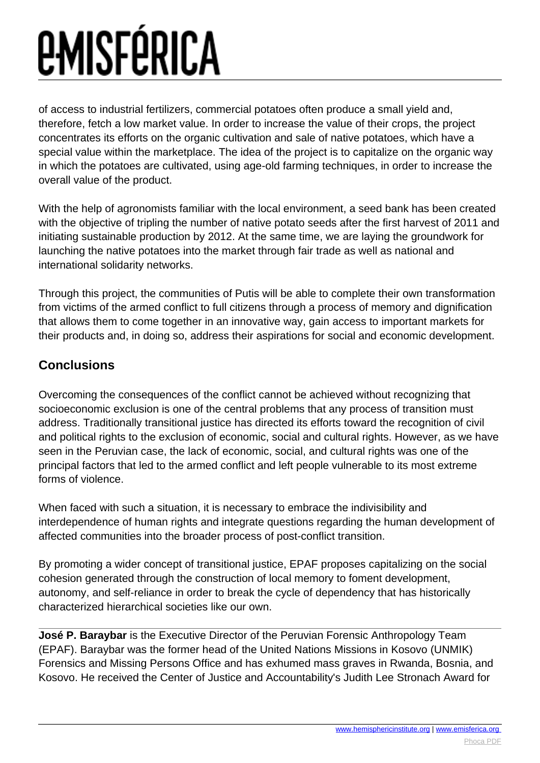of access to industrial fertilizers, commercial potatoes often produce a small yield and, therefore, fetch a low market value. In order to increase the value of their crops, the project concentrates its efforts on the organic cultivation and sale of native potatoes, which have a special value within the marketplace. The idea of the project is to capitalize on the organic way in which the potatoes are cultivated, using age-old farming techniques, in order to increase the overall value of the product.

With the help of agronomists familiar with the local environment, a seed bank has been created with the objective of tripling the number of native potato seeds after the first harvest of 2011 and initiating sustainable production by 2012. At the same time, we are laying the groundwork for launching the native potatoes into the market through fair trade as well as national and international solidarity networks.

Through this project, the communities of Putis will be able to complete their own transformation from victims of the armed conflict to full citizens through a process of memory and dignification that allows them to come together in an innovative way, gain access to important markets for their products and, in doing so, address their aspirations for social and economic development.

## Conclusions

Overcoming the consequences of the conflict cannot be achieved without recognizing that socioeconomic exclusion is one of the central problems that any process of transition must address. Traditionally transitional justice has directed its efforts toward the recognition of civil and political rights to the exclusion of economic, social and cultural rights. However, as we have seen in the Peruvian case, the lack of economic, social, and cultural rights was one of the principal factors that led to the armed conflict and left people vulnerable to its most extreme forms of violence.

When faced with such a situation, it is necessary to embrace the indivisibility and interdependence of human rights and integrate questions regarding the human development of affected communities into the broader process of post-conflict transition.

By promoting a wider concept of transitional justice, EPAF proposes capitalizing on the social cohesion generated through the construction of local memory to foment development, autonomy, and self-reliance in order to break the cycle of dependency that has historically characterized hierarchical societies like our own.

---

**José P. Baraybar** is the Executive Director of the Peruvian Forensic Anthropology Team (EPAF). Baraybar was the former head of the United Nations Missions in Kosovo (UNMIK) Forensics and Missing Persons Office and has exhumed mass graves in Rwanda, Bosnia, and Kosovo. He received the Center of Justice and Accountability's Judith Lee Stronach Award for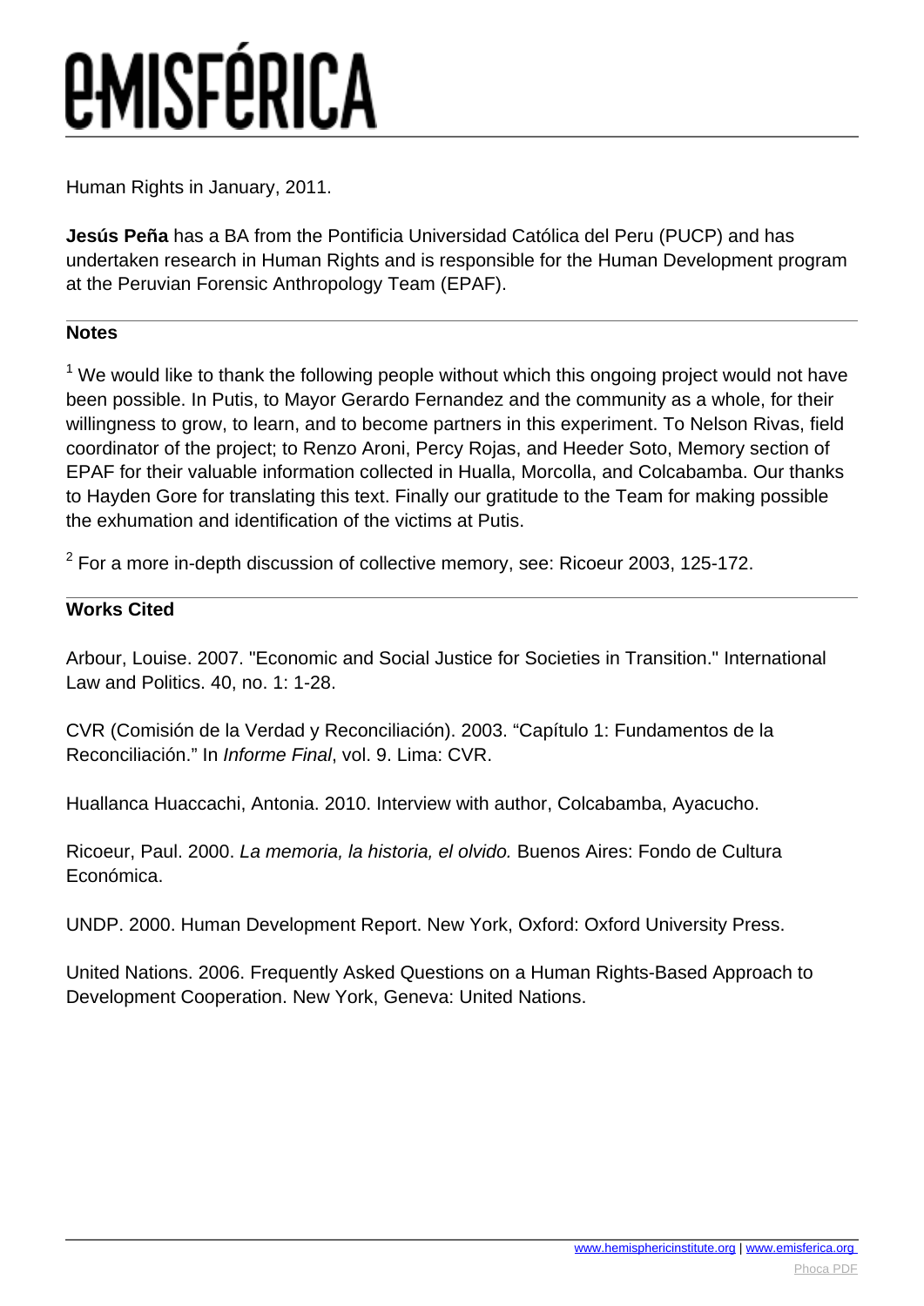Human Rights in January, 2011.

**Jesús Peña** has a BA from the Pontificia Universidad Católica del Peru (PUCP) and has undertaken research in Human Rights and is responsible for the Human Development program at the Peruvian Forensic Anthropology Team (EPAF).

## Notes

[1] We would like to thank the following people without which this ongoing project would not have been possible. In Putis, to Mayor Gerardo Fernandez and the community as a whole, for their willingness to grow, to learn, and to become partners in this experiment. To Nelson Rivas, field coordinator of the project; to Renzo Aroni, Percy Rojas, and Heeder Soto, Memory section of EPAF for their valuable information collected in Hualla, Morcolla, and Colcabamba. Our thanks to Hayden Gore for translating this text. Finally our gratitude to the Team for making possible the exhumation and identification of the victims at Putis.

[2] For a more in-depth discussion of collective memory, see: Ricoeur 2003, 125-172.

## Works Cited

Arbour, Louise. 2007. "Economic and Social Justice for Societies in Transition." International Law and Politics. 40, no. 1: 1-28.

CVR (Comisión de la Verdad y Reconciliación). 2003. "Capítulo 1: Fundamentos de la Reconciliación." In *Informe Final*, vol. 9. Lima: CVR.

Huallanca Huaccachi, Antonia. 2010. Interview with author, Colcabamba, Ayacucho.

Ricoeur, Paul. 2000. *La memoria, la historia, el olvido.* Buenos Aires: Fondo de Cultura Económica.

UNDP. 2000. Human Development Report. New York, Oxford: Oxford University Press.

United Nations. 2006. Frequently Asked Questions on a Human Rights-Based Approach to Development Cooperation. New York, Geneva: United Nations.